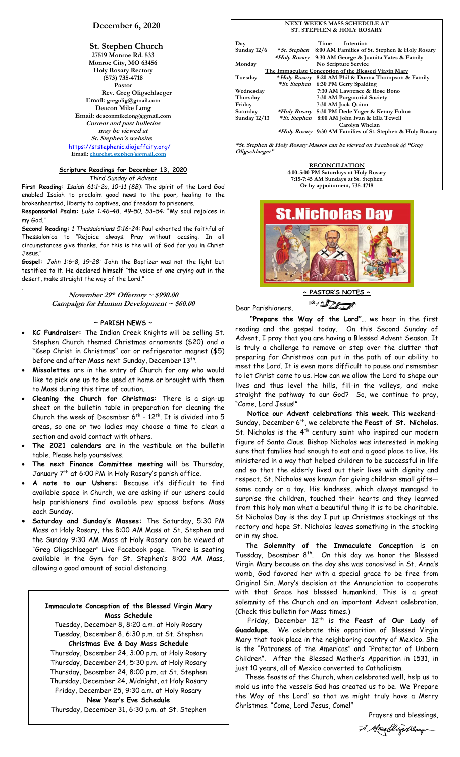# December 6, 2020

## St. Stephen Church

27519 Monroe Rd. 533
Monroe City, MO 63456
Holy Rosary Rectory
(573) 735-4718
Pastor
Rev. Greg Oligschlaeger
Email: gregolig@gmail.com
Deacon Mike Long
Email: deaconmikelong@gmail.com
*Current and past bulletins may be viewed at St. Stephen's website:*
https://ststephenic.diojeffcity.org/
Email: churchst.stephen@gmail.com

### Scripture Readings for December 13, 2020

*Third Sunday of Advent*

**First Reading:** *Isaiah 61:1–2a, 10–11 (8B):* The spirit of the Lord God enabled Isaiah to proclaim good news to the poor, healing to the brokenhearted, liberty to captives, and freedom to prisoners.

**Responsorial Psalm:** *Luke 1:46–48, 49–50, 53–54:* "My soul rejoices in my God."

**Second Reading:** *1 Thessalonians 5:16–24:* Paul exhorted the faithful of Thessalonica to "Rejoice always. Pray without ceasing. In all circumstances give thanks, for this is the will of God for you in Christ Jesus."

**Gospel:** *John 1:6–8, 19–28:* John the Baptizer was not the light but testified to it. He declared himself "the voice of one crying out in the desert, make straight the way of the Lord."

***November 29th Offertory ~ $990.00***
***Campaign for Human Development ~ $60.00***

### ~ PARISH NEWS ~

- **KC Fundraiser:** The Indian Creek Knights will be selling St. Stephen Church themed Christmas ornaments ($20) and a "Keep Christ in Christmas" car or refrigerator magnet ($5) before and after Mass next Sunday, December 13th.
- **Missalettes** are in the entry of Church for any who would like to pick one up to be used at home or brought with them to Mass during this time of caution.
- **Cleaning the Church for Christmas:** There is a sign-up sheet on the bulletin table in preparation for cleaning the Church the week of December 6th – 12th. It is divided into 5 areas, so one or two ladies may choose a time to clean a section and avoid contact with others.
- **The 2021 calendars** are in the vestibule on the bulletin table. Please help yourselves.
- **The next Finance Committee meeting** will be Thursday, January 7th at 6:00 PM in Holy Rosary's parish office.
- **A note to our Ushers:** Because it's difficult to find available space in Church, we are asking if our ushers could help parishioners find available pew spaces before Mass each Sunday.
- **Saturday and Sunday's Masses:** The Saturday, 5:30 PM Mass at Holy Rosary, the 8:00 AM Mass at St. Stephen and the Sunday 9:30 AM Mass at Holy Rosary can be viewed at "Greg Oligschlaeger" Live Facebook page. There is seating available in the Gym for St. Stephen's 8:00 AM Mass, allowing a good amount of social distancing.

**Immaculate Conception of the Blessed Virgin Mary Mass Schedule**

Tuesday, December 8, 8:20 a.m. at Holy Rosary
Tuesday, December 8, 6:30 p.m. at St. Stephen

**Christmas Eve & Day Mass Schedule**

Thursday, December 24, 3:00 p.m. at Holy Rosary
Thursday, December 24, 5:30 p.m. at Holy Rosary
Thursday, December 24, 8:00 p.m. at St. Stephen
Thursday, December 24, Midnight, at Holy Rosary
Friday, December 25, 9:30 a.m. at Holy Rosary

**New Year's Eve Schedule**

Thursday, December 31, 6:30 p.m. at St. Stephen

### NEXT WEEK'S MASS SCHEDULE AT ST. STEPHEN & HOLY ROSARY

| Day | | Time | Intention |
|---|---|---|---|
| Sunday 12/6 | *\*St. Stephen* | 8:00 AM | Families of St. Stephen & Holy Rosary |
| | *\*Holy Rosary* | 9:30 AM | George & Juanita Yates & Family |
| Monday | | | No Scripture Service |
| The Immaculate Conception of the Blessed Virgin Mary | | | |
| Tuesday | *\*Holy Rosary* | 8:20 AM | Phil & Donna Thompson & Family |
| | *\*St. Stephen* | 6:30 PM | Gerry Spalding |
| Wednesday | | 7:30 AM | Lawrence & Rose Bono |
| Thursday | | 7:30 AM | Purgatorial Society |
| Friday | | 7:30 AM | Jack Quinn |
| Saturday | *\*Holy Rosary* | 5:30 PM | Dede Yager & Kenny Fulton |
| Sunday 12/13 | *\*St. Stephen* | 8:00 AM | John Ivan & Ella Tewell; Carolyn Whelan |
| | *\*Holy Rosary* | 9:30 AM | Families of St. Stephen & Holy Rosary |

***\*St. Stephen & Holy Rosary Masses can be viewed on Facebook @ "Greg Oligschlaeger"***

**RECONCILIATION**
4:00-5:00 PM Saturdays at Holy Rosary
7:15-7:45 AM Sundays at St. Stephen
Or by appointment, 735-4718

St. Nicholas Day

### ~ PASTOR'S NOTES ~

Dear Parishioners,

**"Prepare the Way of the Lord"**… we hear in the first reading and the gospel today. On this Second Sunday of Advent, I pray that you are having a Blessed Advent Season. It is truly a challenge to remove or step over the clutter that preparing for Christmas can put in the path of our ability to meet the Lord. It is even more difficult to pause and remember to let Christ come to us. How can we allow the Lord to shape our lives and thus level the hills, fill-in the valleys, and make straight the pathway to our God? So, we continue to pray, "Come, Lord Jesus!"

**Notice our Advent celebrations this week**. This weekend-Sunday, December 6th, we celebrate the **Feast of St. Nicholas**. St. Nicholas is the 4th century saint who inspired our modern figure of Santa Claus. Bishop Nicholas was interested in making sure that families had enough to eat and a good place to live. He ministered in a way that helped children to be successful in life and so that the elderly lived out their lives with dignity and respect. St. Nicholas was known for giving children small gifts—some candy or a toy. His kindness, which always managed to surprise the children, touched their hearts and they learned from this holy man what a beautiful thing it is to be charitable. St Nicholas Day is the day I put up Christmas stockings at the rectory and hope St. Nicholas leaves something in the stocking or in my shoe.

The **Solemnity of the Immaculate Conception** is on Tuesday, December 8th. On this day we honor the Blessed Virgin Mary because on the day she was conceived in St. Anna's womb, God favored her with a special grace to be free from Original Sin. Mary's decision at the Annunciation to cooperate with that Grace has blessed humankind. This is a great solemnity of the Church and an important Advent celebration. (Check this bulletin for Mass times.)

Friday, December 12th is the **Feast of Our Lady of Guadalupe**. We celebrate this apparition of Blessed Virgin Mary that took place in the neighboring country of Mexico. She is the "Patroness of the Americas" and "Protector of Unborn Children". After the Blessed Mother's Apparition in 1531, in just 10 years, all of Mexico converted to Catholicism.

These feasts of the Church, when celebrated well, help us to mold us into the vessels God has created us to be. We 'Prepare the Way of the Lord' so that we might truly have a Merry Christmas. "Come, Lord Jesus, Come!"

Prayers and blessings,

Fr. Greg Oligschlaeger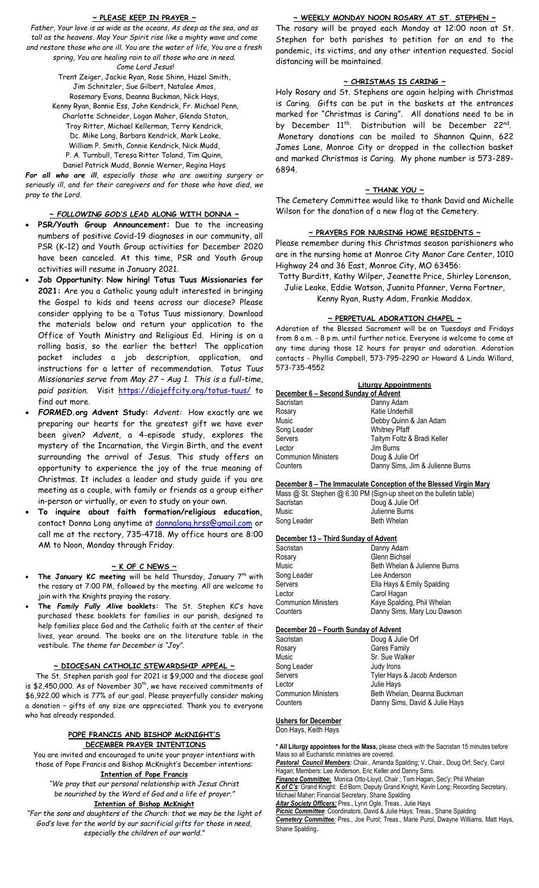## ~ PLEASE KEEP IN PRAYER ~

*Father, Your love is as wide as the oceans, As deep as the sea, and as tall as the heavens. May Your Spirit rise like a mighty wave and come and restore those who are ill. You are the water of life, You are a fresh spring, You are healing rain to all those who are in need. Come Lord Jesus!*

Trent Zeiger, Jackie Ryan, Rose Shinn, Hazel Smith, Jim Schnitzler, Sue Gilbert, Natalee Amos, Rosemary Evans, Deanna Buckman, Nick Hays, Kenny Ryan, Bonnie Ess, John Kendrick, Fr. Michael Penn, Charlotte Schneider, Logan Maher, Glenda Staton, Troy Ritter, Michael Kellerman, Terry Kendrick, Dc. Mike Long, Barbara Kendrick, Mark Leake, William P. Smith, Connie Kendrick, Nick Mudd, P. A. Turnbull, Teresa Ritter Toland, Tim Quinn, Daniel Patrick Mudd, Bonnie Werner, Regina Hays

***For all who are ill**, especially those who are awaiting surgery or seriously ill, and for their caregivers and for those who have died, we pray to the Lord.*

## ~ *FOLLOWING GOD'S LEAD* ALONG WITH DONNA ~

- **PSR/Youth Group Announcement:** Due to the increasing numbers of positive Covid-19 diagnoses in our community, all PSR (K-12) and Youth Group activities for December 2020 have been canceled. At this time, PSR and Youth Group activities will resume in January 2021.
- **Job Opportunity**: **Now hiring! Totus Tuus Missionaries for 2021:** Are you a Catholic young adult interested in bringing the Gospel to kids and teens across our diocese? Please consider applying to be a Totus Tuus missionary. Download the materials below and return your application to the Office of Youth Ministry and Religious Ed. Hiring is on a rolling basis, so the earlier the better! The application packet includes a job description, application, and instructions for a letter of recommendation. *Totus Tuus Missionaries serve from May 27 – Aug 1. This is a full-time, paid position.* Visit https://diojeffcity.org/totus-tuus/ to find out more.
- ***FORMED.org* Advent Study:** *Advent:* How exactly are we preparing our hearts for the greatest gift we have ever been given? *Advent*, a 4-episode study, explores the mystery of the Incarnation, the Virgin Birth, and the event surrounding the arrival of Jesus. This study offers an opportunity to experience the joy of the true meaning of Christmas. It includes a leader and study guide if you are meeting as a couple, with family or friends as a group either in-person or virtually, or even to study on your own.
- **To inquire about faith formation/religious education,** contact Donna Long anytime at donnalong.hrss@gmail.com or call me at the rectory, 735-4718. My office hours are 8:00 AM to Noon, Monday through Friday.

## ~ K OF C NEWS ~

- **The January KC meeting** will be held Thursday, January 7th with the rosary at 7:00 PM, followed by the meeting. All are welcome to join with the Knights praying the rosary.
- **The *Family Fully Alive* booklets:** The St. Stephen KC's have purchased these booklets for families in our parish, designed to help families place God and the Catholic faith at the center of their lives, year around. The books are on the literature table in the vestibule. *The theme for December is "Joy".*

## ~ DIOCESAN CATHOLIC STEWARDSHIP APPEAL ~

The St. Stephen parish goal for 2021 is $9,000 and the diocese goal is $2,450,000. As of November 30th, we have received commitments of $6,922.00 which is 77% of our goal. Please prayerfully consider making a donation – gifts of any size are appreciated. Thank you to everyone who has already responded.

## POPE FRANCIS AND BISHOP McKNIGHT'S DECEMBER PRAYER INTENTIONS

You are invited and encouraged to unite your prayer intentions with those of Pope Francis and Bishop McKnight's December intentions:

**Intention of Pope Francis**

*"We pray that our personal relationship with Jesus Christ be nourished by the Word of God and a life of prayer."*

**Intention of Bishop McKnight**

*"For the sons and daughters of the Church: that we may be the light of God's love for the world by our sacrificial gifts for those in need, especially the children of our world."*

## ~ WEEKLY MONDAY NOON ROSARY AT ST. STEPHEN ~

The rosary will be prayed each Monday at 12:00 noon at St. Stephen for both parishes to petition for an end to the pandemic, its victims, and any other intention requested. Social distancing will be maintained.

## ~ CHRISTMAS IS CARING ~

Holy Rosary and St. Stephens are again helping with Christmas is Caring. Gifts can be put in the baskets at the entrances marked for "Christmas is Caring". All donations need to be in by December 11th. Distribution will be December 22nd. Monetary donations can be mailed to Shannon Quinn, 622 James Lane, Monroe City or dropped in the collection basket and marked Christmas is Caring. My phone number is 573-289-6894.

## ~ THANK YOU ~

The Cemetery Committee would like to thank David and Michelle Wilson for the donation of a new flag at the Cemetery.

## ~ PRAYERS FOR NURSING HOME RESIDENTS ~

Please remember during this Christmas season parishioners who are in the nursing home at Monroe City Manor Care Center, 1010 Highway 24 and 36 East, Monroe City, MO 63456:

Totty Burditt, Kathy Wilper, Jeanette Price, Shirley Lorenson, Julie Leake, Eddie Watson, Juanita Pfanner, Verna Fortner, Kenny Ryan, Rusty Adam, Frankie Maddox.

## ~ PERPETUAL ADORATION CHAPEL ~

Adoration of the Blessed Sacrament will be on Tuesdays and Fridays from 8 a.m. - 8 p.m. until further notice. Everyone is welcome to come at any time during those 12 hours for prayer and adoration. Adoration contacts - Phyllis Campbell, 573-795-2290 or Howard & Linda Willard, 573-735-4552

## Liturgy Appointments

**December 6 – Second Sunday of Advent**

| | |
|---|---|
| Sacristan | Danny Adam |
| Rosary | Katie Underhill |
| Music | Debby Quinn & Jan Adam |
| Song Leader | Whitney Pfaff |
| Servers | Taitym Foltz & Bradi Keller |
| Lector | Jim Burns |
| Communion Ministers | Doug & Julie Orf |
| Counters | Danny Sims, Jim & Julienne Burns |

**December 8 – The Immaculate Conception of the Blessed Virgin Mary**

Mass @ St. Stephen @ 6:30 PM (Sign-up sheet on the bulletin table)

| | |
|---|---|
| Sacristan | Doug & Julie Orf |
| Music | Julienne Burns |
| Song Leader | Beth Whelan |

**December 13 – Third Sunday of Advent**

| | |
|---|---|
| Sacristan | Danny Adam |
| Rosary | Glenn Bichsel |
| Music | Beth Whelan & Julienne Burns |
| Song Leader | Lee Anderson |
| Servers | Ella Hays & Emily Spalding |
| Lector | Carol Hagan |
| Communion Ministers | Kaye Spalding, Phil Whelan |
| Counters | Danny Sims, Mary Lou Dawson |

**December 20 – Fourth Sunday of Advent**

| | |
|---|---|
| Sacristan | Doug & Julie Orf |
| Rosary | Gares Family |
| Music | Sr. Sue Walker |
| Song Leader | Judy Irons |
| Servers | Tyler Hays & Jacob Anderson |
| Lector | Julie Hays |
| Communion Ministers | Beth Whelan, Deanna Buckman |
| Counters | Danny Sims, David & Julie Hays |

**Ushers for December**

Don Hays, Keith Hays

\* **All Liturgy appointees for the Mass,** please check with the Sacristan 15 minutes before Mass so all Eucharistic ministries are covered.

***Pastoral Council Members:*** Chair., Amanda Spalding; V. Chair., Doug Orf; Sec'y, Carol Hagan; Members: Lee Anderson, Eric Keller and Danny Sims.

***Finance Committee:*** Monica Otto-Lloyd, Chair.; Tom Hagan, Sec'y; Phil Whelan

***K of C's:*** Grand Knight: Ed Born; Deputy Grand Knight, Kevin Long; Recording Secretary, Michael Maher; Financial Secretary, Shane Spalding

***Altar Society Officers:*** Pres., Lynn Ogle, Treas., Julie Hays

***Picnic Committee:*** Coordinators, David & Julie Hays; Treas., Shane Spalding

***Cemetery Committee:*** Pres., Joe Purol; Treas., Marie Purol, Dwayne Williams, Matt Hays, Shane Spalding.